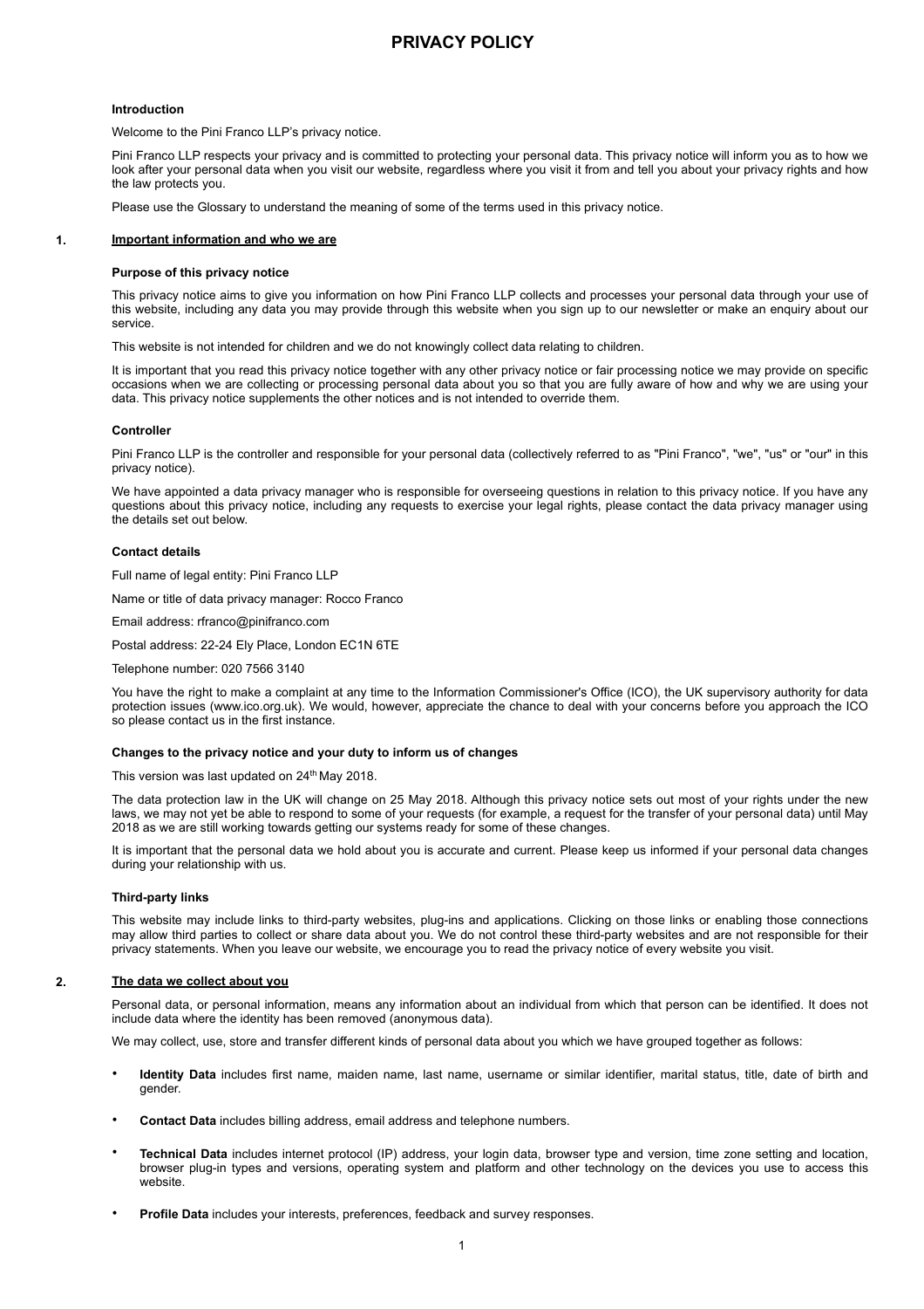# PRIVACY POLICY

**Introduction**

Welcome to the Pini Franco LLP's privacy notice.

Pini Franco LLP respects your privacy and is committed to protecting your personal data. This privacy notice will inform you as to how we look after your personal data when you visit our website, regardless where you visit it from and tell you about your privacy rights and how the law protects you.

Please use the Glossary to understand the meaning of some of the terms used in this privacy notice.

## 1. Important information and who we are

**Purpose of this privacy notice**

This privacy notice aims to give you information on how Pini Franco LLP collects and processes your personal data through your use of this website, including any data you may provide through this website when you sign up to our newsletter or make an enquiry about our service.

This website is not intended for children and we do not knowingly collect data relating to children.

It is important that you read this privacy notice together with any other privacy notice or fair processing notice we may provide on specific occasions when we are collecting or processing personal data about you so that you are fully aware of how and why we are using your data. This privacy notice supplements the other notices and is not intended to override them.

**Controller**

Pini Franco LLP is the controller and responsible for your personal data (collectively referred to as "Pini Franco", "we", "us" or "our" in this privacy notice).

We have appointed a data privacy manager who is responsible for overseeing questions in relation to this privacy notice. If you have any questions about this privacy notice, including any requests to exercise your legal rights, please contact the data privacy manager using the details set out below.

**Contact details**

Full name of legal entity: Pini Franco LLP

Name or title of data privacy manager: Rocco Franco

Email address: rfranco@pinifranco.com

Postal address: 22-24 Ely Place, London EC1N 6TE

Telephone number: 020 7566 3140

You have the right to make a complaint at any time to the Information Commissioner's Office (ICO), the UK supervisory authority for data protection issues (www.ico.org.uk). We would, however, appreciate the chance to deal with your concerns before you approach the ICO so please contact us in the first instance.

**Changes to the privacy notice and your duty to inform us of changes**

This version was last updated on 24th May 2018.

The data protection law in the UK will change on 25 May 2018. Although this privacy notice sets out most of your rights under the new laws, we may not yet be able to respond to some of your requests (for example, a request for the transfer of your personal data) until May 2018 as we are still working towards getting our systems ready for some of these changes.

It is important that the personal data we hold about you is accurate and current. Please keep us informed if your personal data changes during your relationship with us.

**Third-party links**

This website may include links to third-party websites, plug-ins and applications. Clicking on those links or enabling those connections may allow third parties to collect or share data about you. We do not control these third-party websites and are not responsible for their privacy statements. When you leave our website, we encourage you to read the privacy notice of every website you visit.

## 2. The data we collect about you

Personal data, or personal information, means any information about an individual from which that person can be identified. It does not include data where the identity has been removed (anonymous data).

We may collect, use, store and transfer different kinds of personal data about you which we have grouped together as follows:

- **Identity Data** includes first name, maiden name, last name, username or similar identifier, marital status, title, date of birth and gender.
- **Contact Data** includes billing address, email address and telephone numbers.
- **Technical Data** includes internet protocol (IP) address, your login data, browser type and version, time zone setting and location, browser plug-in types and versions, operating system and platform and other technology on the devices you use to access this website.
- **Profile Data** includes your interests, preferences, feedback and survey responses.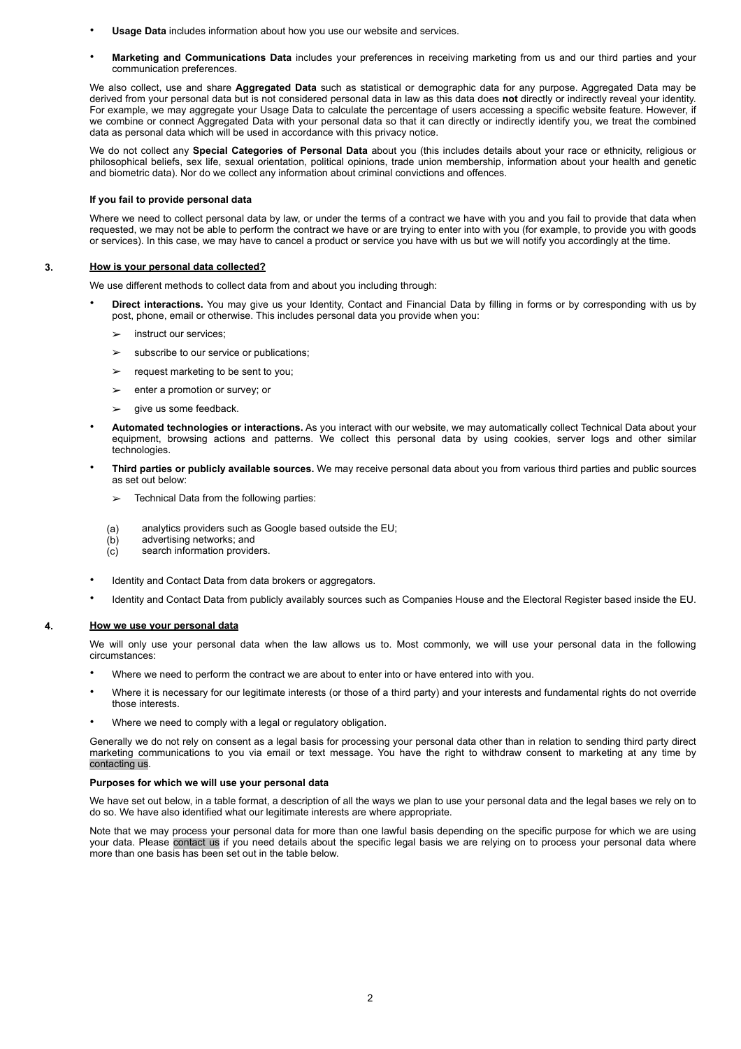- **Usage Data** includes information about how you use our website and services.

- **Marketing and Communications Data** includes your preferences in receiving marketing from us and our third parties and your communication preferences.

We also collect, use and share **Aggregated Data** such as statistical or demographic data for any purpose. Aggregated Data may be derived from your personal data but is not considered personal data in law as this data does **not** directly or indirectly reveal your identity. For example, we may aggregate your Usage Data to calculate the percentage of users accessing a specific website feature. However, if we combine or connect Aggregated Data with your personal data so that it can directly or indirectly identify you, we treat the combined data as personal data which will be used in accordance with this privacy notice.

We do not collect any **Special Categories of Personal Data** about you (this includes details about your race or ethnicity, religious or philosophical beliefs, sex life, sexual orientation, political opinions, trade union membership, information about your health and genetic and biometric data). Nor do we collect any information about criminal convictions and offences.

**If you fail to provide personal data**

Where we need to collect personal data by law, or under the terms of a contract we have with you and you fail to provide that data when requested, we may not be able to perform the contract we have or are trying to enter into with you (for example, to provide you with goods or services). In this case, we may have to cancel a product or service you have with us but we will notify you accordingly at the time.

## 3. How is your personal data collected?

We use different methods to collect data from and about you including through:

- **Direct interactions.** You may give us your Identity, Contact and Financial Data by filling in forms or by corresponding with us by post, phone, email or otherwise. This includes personal data you provide when you:
  - instruct our services;
  - subscribe to our service or publications;
  - request marketing to be sent to you;
  - enter a promotion or survey; or
  - give us some feedback.

- **Automated technologies or interactions.** As you interact with our website, we may automatically collect Technical Data about your equipment, browsing actions and patterns. We collect this personal data by using cookies, server logs and other similar technologies.

- **Third parties or publicly available sources.** We may receive personal data about you from various third parties and public sources as set out below:
  - Technical Data from the following parties:

    (a) analytics providers such as Google based outside the EU;
    (b) advertising networks; and
    (c) search information providers.

- Identity and Contact Data from data brokers or aggregators.

- Identity and Contact Data from publicly availably sources such as Companies House and the Electoral Register based inside the EU.

## 4. How we use your personal data

We will only use your personal data when the law allows us to. Most commonly, we will use your personal data in the following circumstances:

- Where we need to perform the contract we are about to enter into or have entered into with you.

- Where it is necessary for our legitimate interests (or those of a third party) and your interests and fundamental rights do not override those interests.

- Where we need to comply with a legal or regulatory obligation.

Generally we do not rely on consent as a legal basis for processing your personal data other than in relation to sending third party direct marketing communications to you via email or text message. You have the right to withdraw consent to marketing at any time by contacting us.

**Purposes for which we will use your personal data**

We have set out below, in a table format, a description of all the ways we plan to use your personal data and the legal bases we rely on to do so. We have also identified what our legitimate interests are where appropriate.

Note that we may process your personal data for more than one lawful basis depending on the specific purpose for which we are using your data. Please contact us if you need details about the specific legal basis we are relying on to process your personal data where more than one basis has been set out in the table below.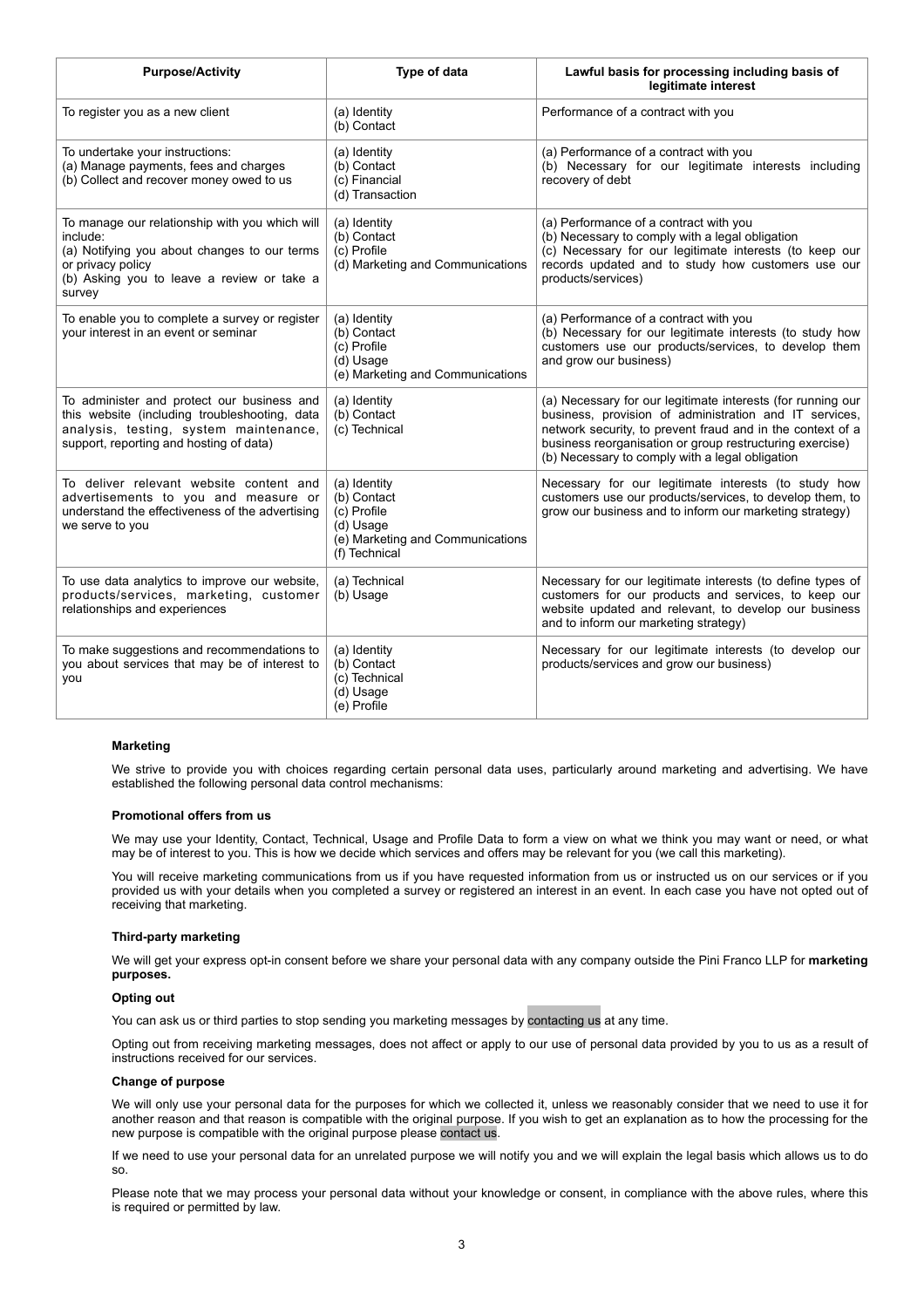| Purpose/Activity | Type of data | Lawful basis for processing including basis of legitimate interest |
|---|---|---|
| To register you as a new client | (a) Identity<br>(b) Contact | Performance of a contract with you |
| To undertake your instructions:<br>(a) Manage payments, fees and charges<br>(b) Collect and recover money owed to us | (a) Identity<br>(b) Contact<br>(c) Financial<br>(d) Transaction | (a) Performance of a contract with you<br>(b) Necessary for our legitimate interests including recovery of debt |
| To manage our relationship with you which will include:<br>(a) Notifying you about changes to our terms or privacy policy<br>(b) Asking you to leave a review or take a survey | (a) Identity<br>(b) Contact<br>(c) Profile<br>(d) Marketing and Communications | (a) Performance of a contract with you<br>(b) Necessary to comply with a legal obligation<br>(c) Necessary for our legitimate interests (to keep our records updated and to study how customers use our products/services) |
| To enable you to complete a survey or register your interest in an event or seminar | (a) Identity<br>(b) Contact<br>(c) Profile<br>(d) Usage<br>(e) Marketing and Communications | (a) Performance of a contract with you<br>(b) Necessary for our legitimate interests (to study how customers use our products/services, to develop them and grow our business) |
| To administer and protect our business and this website (including troubleshooting, data analysis, testing, system maintenance, support, reporting and hosting of data) | (a) Identity<br>(b) Contact<br>(c) Technical | (a) Necessary for our legitimate interests (for running our business, provision of administration and IT services, network security, to prevent fraud and in the context of a business reorganisation or group restructuring exercise)<br>(b) Necessary to comply with a legal obligation |
| To deliver relevant website content and advertisements to you and measure or understand the effectiveness of the advertising we serve to you | (a) Identity<br>(b) Contact<br>(c) Profile<br>(d) Usage<br>(e) Marketing and Communications<br>(f) Technical | Necessary for our legitimate interests (to study how customers use our products/services, to develop them, to grow our business and to inform our marketing strategy) |
| To use data analytics to improve our website, products/services, marketing, customer relationships and experiences | (a) Technical<br>(b) Usage | Necessary for our legitimate interests (to define types of customers for our products and services, to keep our website updated and relevant, to develop our business and to inform our marketing strategy) |
| To make suggestions and recommendations to you about services that may be of interest to you | (a) Identity<br>(b) Contact<br>(c) Technical<br>(d) Usage<br>(e) Profile | Necessary for our legitimate interests (to develop our products/services and grow our business) |

#### Marketing

We strive to provide you with choices regarding certain personal data uses, particularly around marketing and advertising. We have established the following personal data control mechanisms:

#### Promotional offers from us

We may use your Identity, Contact, Technical, Usage and Profile Data to form a view on what we think you may want or need, or what may be of interest to you. This is how we decide which services and offers may be relevant for you (we call this marketing).

You will receive marketing communications from us if you have requested information from us or instructed us on our services or if you provided us with your details when you completed a survey or registered an interest in an event. In each case you have not opted out of receiving that marketing.

#### Third-party marketing

We will get your express opt-in consent before we share your personal data with any company outside the Pini Franco LLP for **marketing purposes.**

#### Opting out

You can ask us or third parties to stop sending you marketing messages by contacting us at any time.

Opting out from receiving marketing messages, does not affect or apply to our use of personal data provided by you to us as a result of instructions received for our services.

#### Change of purpose

We will only use your personal data for the purposes for which we collected it, unless we reasonably consider that we need to use it for another reason and that reason is compatible with the original purpose. If you wish to get an explanation as to how the processing for the new purpose is compatible with the original purpose please contact us.

If we need to use your personal data for an unrelated purpose we will notify you and we will explain the legal basis which allows us to do so.

Please note that we may process your personal data without your knowledge or consent, in compliance with the above rules, where this is required or permitted by law.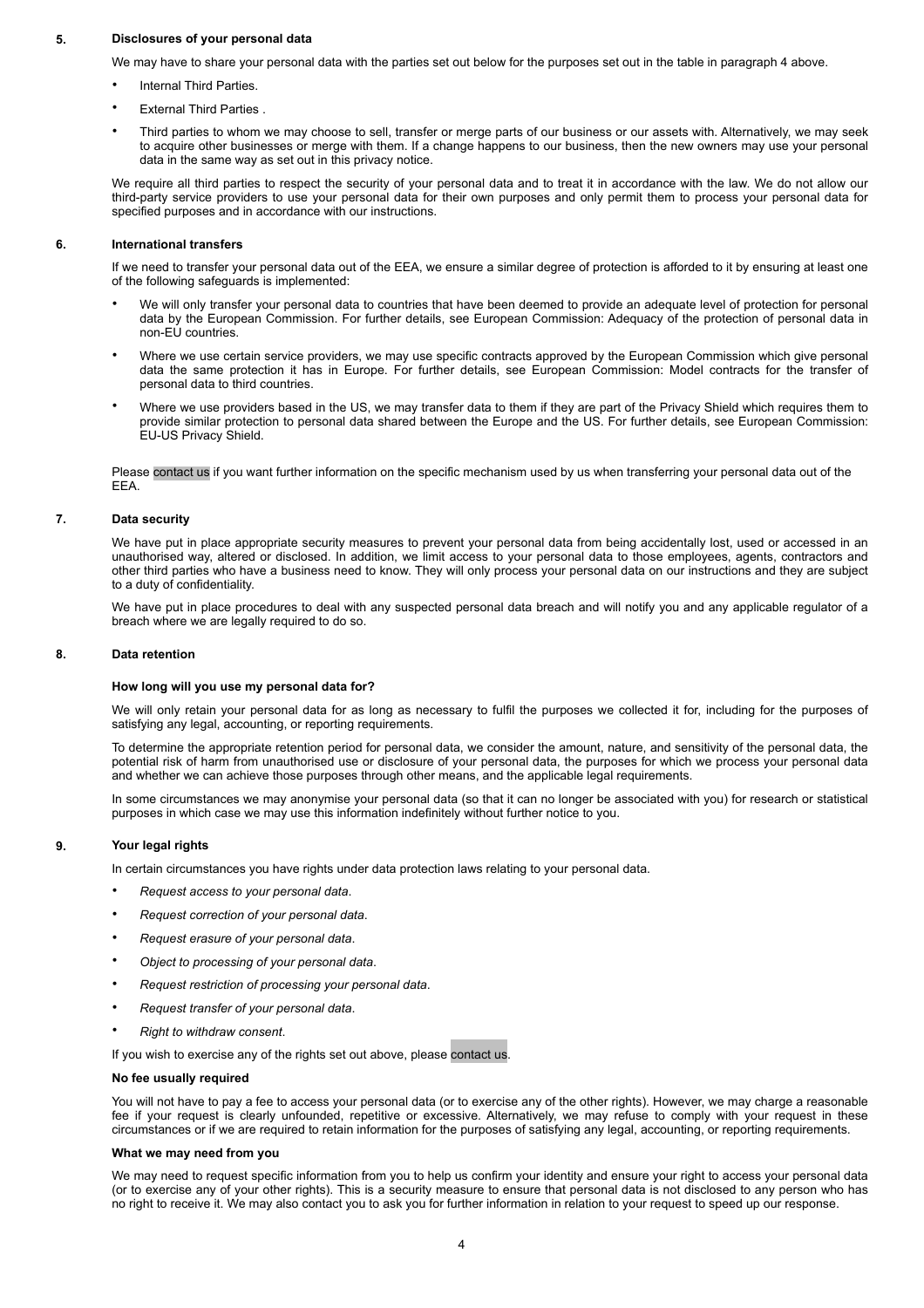## 5. Disclosures of your personal data

We may have to share your personal data with the parties set out below for the purposes set out in the table in paragraph 4 above.

- Internal Third Parties.
- External Third Parties .
- Third parties to whom we may choose to sell, transfer or merge parts of our business or our assets with. Alternatively, we may seek to acquire other businesses or merge with them. If a change happens to our business, then the new owners may use your personal data in the same way as set out in this privacy notice.

We require all third parties to respect the security of your personal data and to treat it in accordance with the law. We do not allow our third-party service providers to use your personal data for their own purposes and only permit them to process your personal data for specified purposes and in accordance with our instructions.

## 6. International transfers

If we need to transfer your personal data out of the EEA, we ensure a similar degree of protection is afforded to it by ensuring at least one of the following safeguards is implemented:

- We will only transfer your personal data to countries that have been deemed to provide an adequate level of protection for personal data by the European Commission. For further details, see European Commission: Adequacy of the protection of personal data in non-EU countries.
- Where we use certain service providers, we may use specific contracts approved by the European Commission which give personal data the same protection it has in Europe. For further details, see European Commission: Model contracts for the transfer of personal data to third countries.
- Where we use providers based in the US, we may transfer data to them if they are part of the Privacy Shield which requires them to provide similar protection to personal data shared between the Europe and the US. For further details, see European Commission: EU-US Privacy Shield.

Please contact us if you want further information on the specific mechanism used by us when transferring your personal data out of the EEA.

## 7. Data security

We have put in place appropriate security measures to prevent your personal data from being accidentally lost, used or accessed in an unauthorised way, altered or disclosed. In addition, we limit access to your personal data to those employees, agents, contractors and other third parties who have a business need to know. They will only process your personal data on our instructions and they are subject to a duty of confidentiality.

We have put in place procedures to deal with any suspected personal data breach and will notify you and any applicable regulator of a breach where we are legally required to do so.

## 8. Data retention

### How long will you use my personal data for?

We will only retain your personal data for as long as necessary to fulfil the purposes we collected it for, including for the purposes of satisfying any legal, accounting, or reporting requirements.

To determine the appropriate retention period for personal data, we consider the amount, nature, and sensitivity of the personal data, the potential risk of harm from unauthorised use or disclosure of your personal data, the purposes for which we process your personal data and whether we can achieve those purposes through other means, and the applicable legal requirements.

In some circumstances we may anonymise your personal data (so that it can no longer be associated with you) for research or statistical purposes in which case we may use this information indefinitely without further notice to you.

## 9. Your legal rights

In certain circumstances you have rights under data protection laws relating to your personal data.

- *Request access to your personal data*.
- *Request correction of your personal data*.
- *Request erasure of your personal data*.
- *Object to processing of your personal data*.
- *Request restriction of processing your personal data*.
- *Request transfer of your personal data*.
- *Right to withdraw consent.*

If you wish to exercise any of the rights set out above, please contact us.

### No fee usually required

You will not have to pay a fee to access your personal data (or to exercise any of the other rights). However, we may charge a reasonable fee if your request is clearly unfounded, repetitive or excessive. Alternatively, we may refuse to comply with your request in these circumstances or if we are required to retain information for the purposes of satisfying any legal, accounting, or reporting requirements.

### What we may need from you

We may need to request specific information from you to help us confirm your identity and ensure your right to access your personal data (or to exercise any of your other rights). This is a security measure to ensure that personal data is not disclosed to any person who has no right to receive it. We may also contact you to ask you for further information in relation to your request to speed up our response.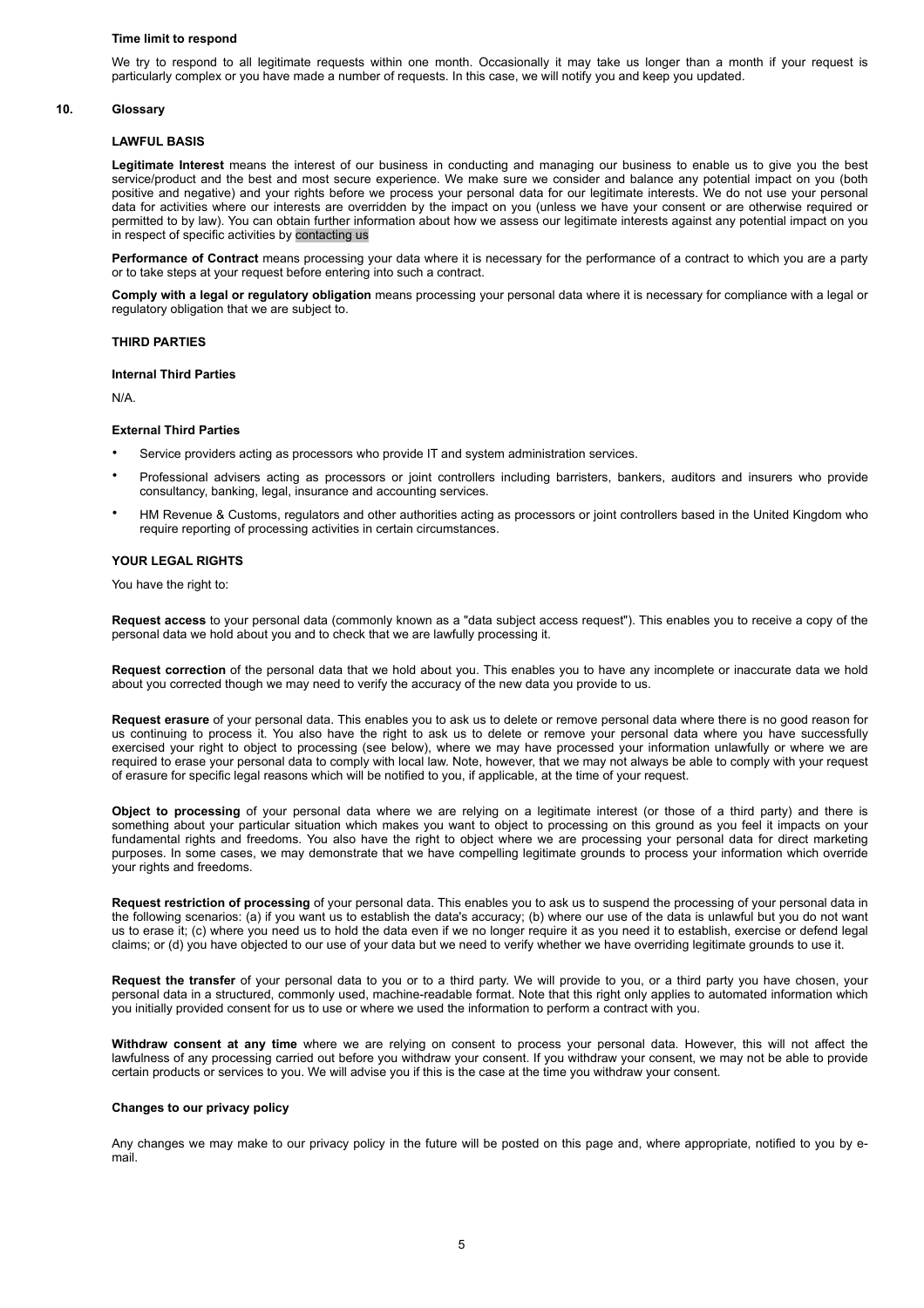**Time limit to respond**

We try to respond to all legitimate requests within one month. Occasionally it may take us longer than a month if your request is particularly complex or you have made a number of requests. In this case, we will notify you and keep you updated.

## 10. Glossary

**LAWFUL BASIS**

**Legitimate Interest** means the interest of our business in conducting and managing our business to enable us to give you the best service/product and the best and most secure experience. We make sure we consider and balance any potential impact on you (both positive and negative) and your rights before we process your personal data for our legitimate interests. We do not use your personal data for activities where our interests are overridden by the impact on you (unless we have your consent or are otherwise required or permitted to by law). You can obtain further information about how we assess our legitimate interests against any potential impact on you in respect of specific activities by contacting us

**Performance of Contract** means processing your data where it is necessary for the performance of a contract to which you are a party or to take steps at your request before entering into such a contract.

**Comply with a legal or regulatory obligation** means processing your personal data where it is necessary for compliance with a legal or regulatory obligation that we are subject to.

**THIRD PARTIES**

**Internal Third Parties**

N/A.

**External Third Parties**

- Service providers acting as processors who provide IT and system administration services.
- Professional advisers acting as processors or joint controllers including barristers, bankers, auditors and insurers who provide consultancy, banking, legal, insurance and accounting services.
- HM Revenue & Customs, regulators and other authorities acting as processors or joint controllers based in the United Kingdom who require reporting of processing activities in certain circumstances.

**YOUR LEGAL RIGHTS**

You have the right to:

**Request access** to your personal data (commonly known as a "data subject access request"). This enables you to receive a copy of the personal data we hold about you and to check that we are lawfully processing it.

**Request correction** of the personal data that we hold about you. This enables you to have any incomplete or inaccurate data we hold about you corrected though we may need to verify the accuracy of the new data you provide to us.

**Request erasure** of your personal data. This enables you to ask us to delete or remove personal data where there is no good reason for us continuing to process it. You also have the right to ask us to delete or remove your personal data where you have successfully exercised your right to object to processing (see below), where we may have processed your information unlawfully or where we are required to erase your personal data to comply with local law. Note, however, that we may not always be able to comply with your request of erasure for specific legal reasons which will be notified to you, if applicable, at the time of your request.

**Object to processing** of your personal data where we are relying on a legitimate interest (or those of a third party) and there is something about your particular situation which makes you want to object to processing on this ground as you feel it impacts on your fundamental rights and freedoms. You also have the right to object where we are processing your personal data for direct marketing purposes. In some cases, we may demonstrate that we have compelling legitimate grounds to process your information which override your rights and freedoms.

**Request restriction of processing** of your personal data. This enables you to ask us to suspend the processing of your personal data in the following scenarios: (a) if you want us to establish the data's accuracy; (b) where our use of the data is unlawful but you do not want us to erase it; (c) where you need us to hold the data even if we no longer require it as you need it to establish, exercise or defend legal claims; or (d) you have objected to our use of your data but we need to verify whether we have overriding legitimate grounds to use it.

**Request the transfer** of your personal data to you or to a third party. We will provide to you, or a third party you have chosen, your personal data in a structured, commonly used, machine-readable format. Note that this right only applies to automated information which you initially provided consent for us to use or where we used the information to perform a contract with you.

**Withdraw consent at any time** where we are relying on consent to process your personal data. However, this will not affect the lawfulness of any processing carried out before you withdraw your consent. If you withdraw your consent, we may not be able to provide certain products or services to you. We will advise you if this is the case at the time you withdraw your consent.

**Changes to our privacy policy**

Any changes we may make to our privacy policy in the future will be posted on this page and, where appropriate, notified to you by e-mail.